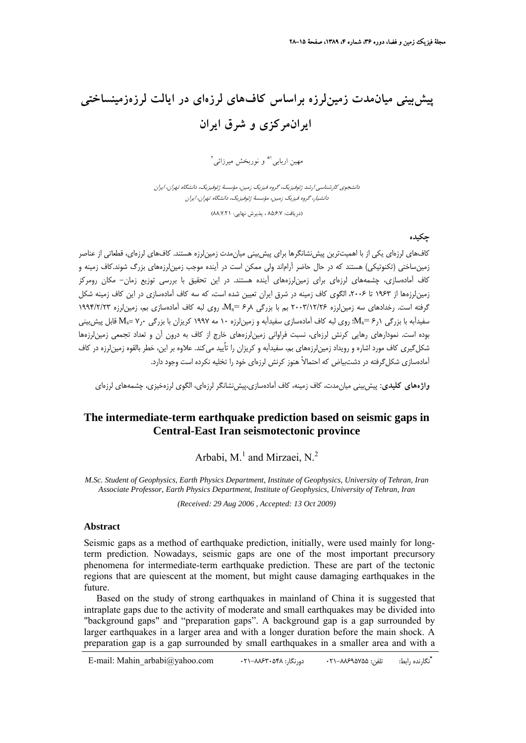# پیش‌بینی میان‌مدت زمین‌لرزه براساس کاف‌های لرزه‌ای در ایالت لرزه‌زمینساختی ایران‌مرکزی و شرق ایران

مهین اربابی[1*] و نوربخش میرزائی[2]

[1] دانشجوی کارشناسی ارشد ژئوفیزیک، گروه فیزیک زمین، مؤسسهٔ ژئوفیزیک، دانشگاه تهران، ایران

[2] دانشیار، گروه فیزیک زمین، مؤسسهٔ ژئوفیزیک، دانشگاه تهران، ایران

(دریافت: ۸۵٫۶٫۷ ، پذیرش نهایی: ۸۸٫۷٫۲۱)

## چکیده

کاف‌های لرزه‌ای یکی از با اهمیت‌ترین پیش‌نشانگرها برای پیش‌بینی میان‌مدت زمین‌لرزه هستند. کاف‌های لرزه‌ای، قطعاتی از عناصر زمین‌ساختی (تکتونیکی) هستند که در حال حاضر آرام‌اند ولی ممکن است در آینده موجب زمین‌لرزه‌های بزرگ شوند. کاف زمینه و کاف آماده‌سازی، چشمه‌های لرزه‌ای برای زمین‌لرزه‌های آینده هستند. در این تحقیق با بررسی توزیع زمان- مکان رومرکز زمین‌لرزه‌ها از ۱۹۶۳ تا ۲۰۰۶، الگوی کاف زمینه در شرق ایران تعیین شده است، که سه کاف آماده‌سازی در این کاف زمینه شکل گرفته است. رخدادهای سه زمین‌لرزه ۲۰۰۳/۱۲/۲۶ بم با بزرگی $M_s = ۶٫۸$، روی لبه کاف آماده‌سازی بم، زمین‌لرزه ۱۹۹۴/۲/۲۳ سفیدآبه با بزرگی $M_s = ۶٫۱$؛ روی لبه کاف آماده‌سازی سفیدآبه و زمین‌لرزه ۱۰ مه ۱۹۹۷ کریزان با بزرگی $M_s = ۷٫۰$ قابل پیش‌بینی بوده است. نمودارهای رهایی کرنش لرزه‌ای، نسبت فراوانی زمین‌لرزه‌های خارج از کاف به درون آن و تعداد تجمعی زمین‌لرزه‌ها شکل‌گیری کاف مورد اشاره و رویداد زمین‌لرزه‌های بم، سفیدآبه و کریزان را تأیید می‌کند. علاوه بر این، خطر بالقوه زمین‌لرزه در کاف آماده‌سازی شکل‌گرفته در دشت‌بیاض که احتمالاً هنوز کرنش لرزه‌ای خود را تخلیه نکرده است وجود دارد.

**واژه‌های کلیدی**: پیش‌بینی میان‌مدت، کاف زمینه، کاف آماده‌سازی، پیش‌نشانگر لرزه‌ای، الگوی لرزه‌خیزی، چشمه‌های لرزه‌ای

# The intermediate-term earthquake prediction based on seismic gaps in Central-East Iran seismotectonic province

Arbabi, M.[1] and Mirzaei, N.[2]

*M.Sc. Student of Geophysics, Earth Physics Department, Institute of Geophysics, University of Tehran, Iran*
*Associate Professor, Earth Physics Department, Institute of Geophysics, University of Tehran, Iran*

*(Received: 29 Aug 2006 , Accepted: 13 Oct 2009)*

## Abstract

Seismic gaps as a method of earthquake prediction, initially, were used mainly for long-term prediction. Nowadays, seismic gaps are one of the most important precursory phenomena for intermediate-term earthquake prediction. These are part of the tectonic regions that are quiescent at the moment, but might cause damaging earthquakes in the future.

Based on the study of strong earthquakes in mainland of China it is suggested that intraplate gaps due to the activity of moderate and small earthquakes may be divided into "background gaps" and "preparation gaps". A background gap is a gap surrounded by larger earthquakes in a larger area and with a longer duration before the main shock. A preparation gap is a gap surrounded by small earthquakes in a smaller area and with a

---

*نگارنده رابط: تلفن: ۸۸۶۹۵۷۵۵-۰۲۱ دورنگار: ۸۸۶۳۰۵۴۸-۰۲۱ E-mail: Mahin_arbabi@yahoo.com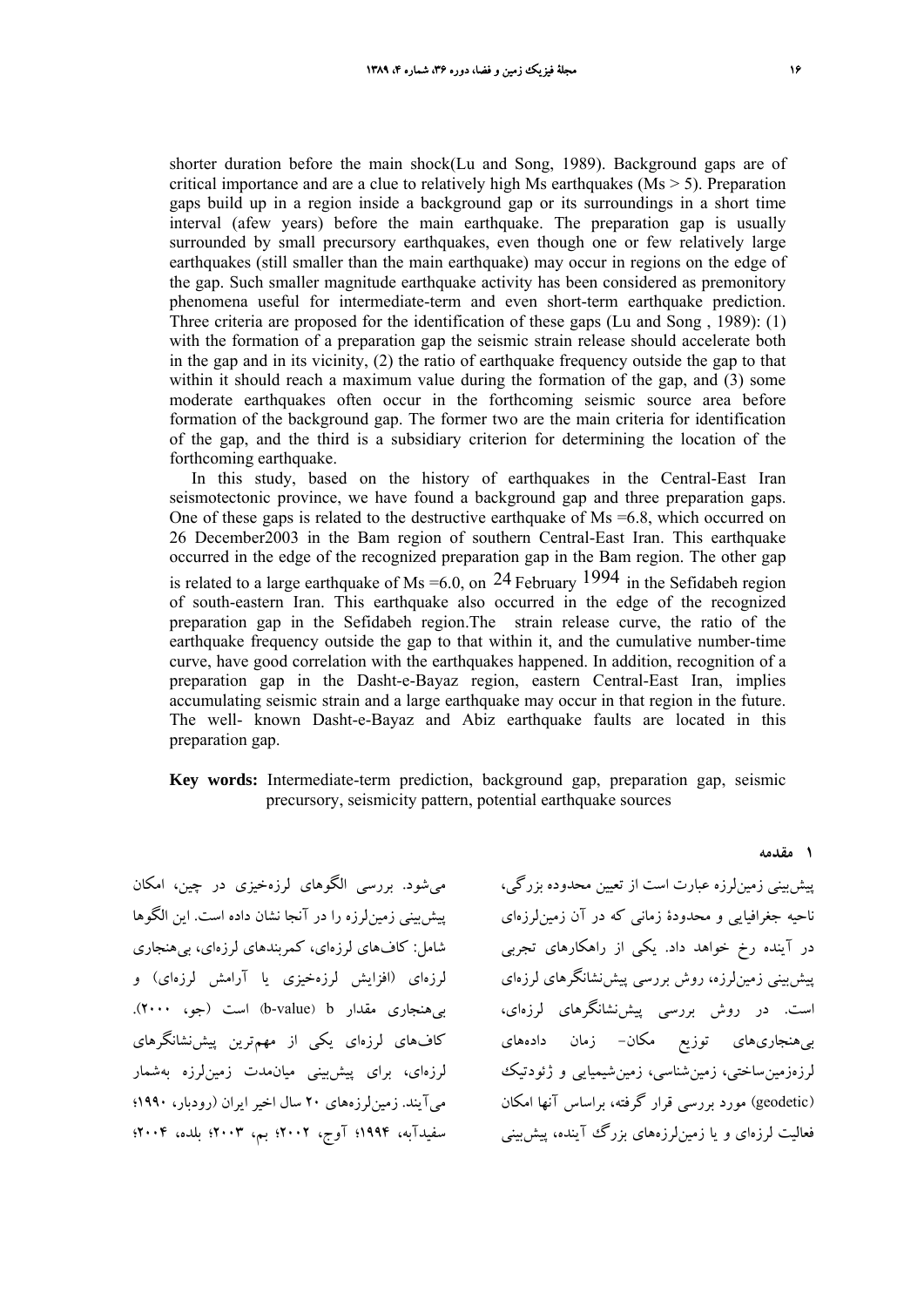shorter duration before the main shock(Lu and Song, 1989). Background gaps are of critical importance and are a clue to relatively high Ms earthquakes (Ms > 5). Preparation gaps build up in a region inside a background gap or its surroundings in a short time interval (afew years) before the main earthquake. The preparation gap is usually surrounded by small precursory earthquakes, even though one or few relatively large earthquakes (still smaller than the main earthquake) may occur in regions on the edge of the gap. Such smaller magnitude earthquake activity has been considered as premonitory phenomena useful for intermediate-term and even short-term earthquake prediction. Three criteria are proposed for the identification of these gaps (Lu and Song , 1989): (1) with the formation of a preparation gap the seismic strain release should accelerate both in the gap and in its vicinity, (2) the ratio of earthquake frequency outside the gap to that within it should reach a maximum value during the formation of the gap, and (3) some moderate earthquakes often occur in the forthcoming seismic source area before formation of the background gap. The former two are the main criteria for identification of the gap, and the third is a subsidiary criterion for determining the location of the forthcoming earthquake.

In this study, based on the history of earthquakes in the Central-East Iran seismotectonic province, we have found a background gap and three preparation gaps. One of these gaps is related to the destructive earthquake of Ms =6.8, which occurred on 26 December2003 in the Bam region of southern Central-East Iran. This earthquake occurred in the edge of the recognized preparation gap in the Bam region. The other gap is related to a large earthquake of Ms =6.0, on 24 February 1994 in the Sefidabeh region of south-eastern Iran. This earthquake also occurred in the edge of the recognized preparation gap in the Sefidabeh region.The strain release curve, the ratio of the earthquake frequency outside the gap to that within it, and the cumulative number-time curve, have good correlation with the earthquakes happened. In addition, recognition of a preparation gap in the Dasht-e-Bayaz region, eastern Central-East Iran, implies accumulating seismic strain and a large earthquake may occur in that region in the future. The well- known Dasht-e-Bayaz and Abiz earthquake faults are located in this preparation gap.

**Key words:** Intermediate-term prediction, background gap, preparation gap, seismic precursory, seismicity pattern, potential earthquake sources

## ۱ مقدمه

پیش‌بینی زمین‌لرزه عبارت است از تعیین محدوده بزرگی، ناحیه جغرافیایی و محدودهٔ زمانی که در آن زمین‌لرزه‌ای در آینده رخ خواهد داد. یکی از راهکارهای تجربی پیش‌بینی زمین‌لرزه، روش بررسی پیش‌نشانگرهای لرزه‌ای است. در روش بررسی پیش‌نشانگرهای لرزه‌ای، بی‌هنجاری‌های توزیع مکان- زمان داده‌های لرزه‌زمین‌ساختی، زمین‌شناسی، زمین‌شیمیایی و ژئودتیک (geodetic) مورد بررسی قرار گرفته، براساس آنها امکان فعالیت لرزه‌ای و یا زمین‌لرزه‌های بزرگ آینده، پیش‌بینی می‌شود. بررسی الگوهای لرزه‌خیزی در چین، امکان پیش‌بینی زمین‌لرزه را در آنجا نشان داده است. این الگوها شامل: کاف‌های لرزه‌ای، کمربندهای لرزه‌ای، بی‌هنجاری لرزه‌ای (افزایش لرزه‌خیزی یا آرامش لرزه‌ای) و بی‌هنجاری مقدار b (b-value) است (جو، ۲۰۰۰). کاف‌های لرزه‌ای یکی از مهم‌ترین پیش‌نشانگرهای لرزه‌ای، برای پیش‌بینی میان‌مدت زمین‌لرزه به‌شمار می‌آیند. زمین‌لرزه‌های ۲۰ سال اخیر ایران (رودبار، ۱۹۹۰؛ سفیدآبه، ۱۹۹۴؛ آوج، ۲۰۰۲؛ بم، ۲۰۰۳؛ بلده، ۲۰۰۴؛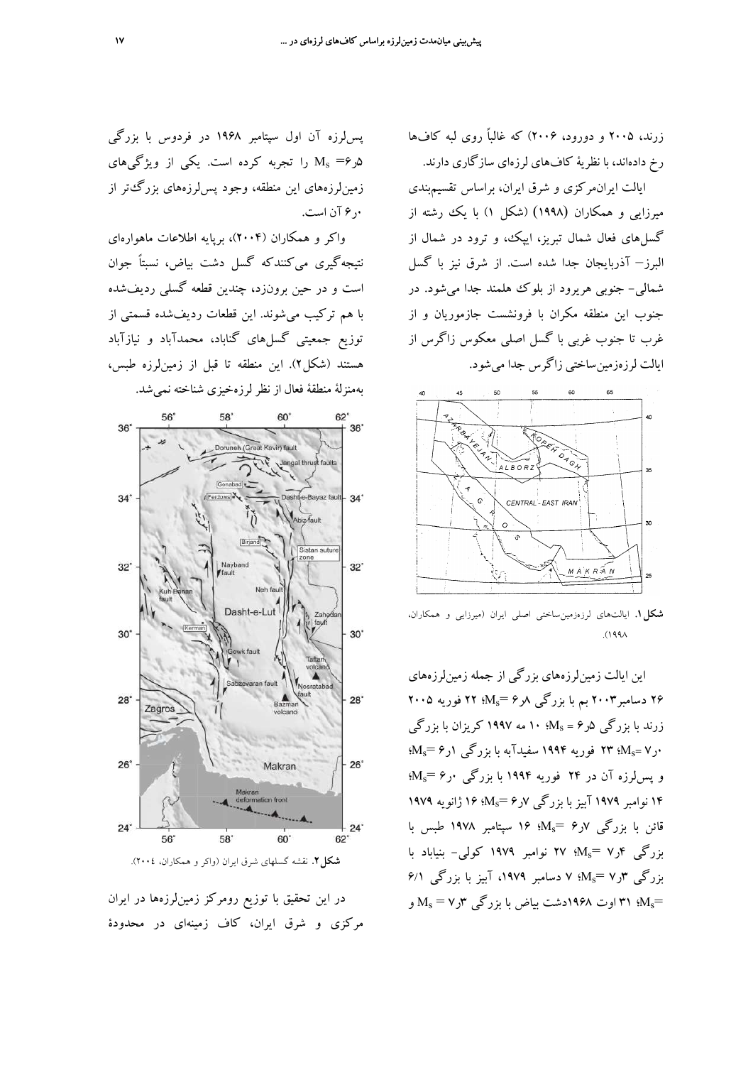زرند، ۲۰۰۵ و دورود، ۲۰۰۶) که غالباً روی لبه کاف‌ها رخ داده‌اند، با نظریهٔ کاف‌های لرزه‌ای سازگاری دارند.

ایالت ایران‌مرکزی و شرق ایران، براساس تقسیم‌بندی میرزایی و همکاران (۱۹۹۸) (شکل ۱) با یک رشته از گسل‌های فعال شمال تبریز، ایپک، و ترود در شمال از البرز– آذربایجان جدا شده است. از شرق نیز با گسل شمالی- جنوبی هریرود از بلوک هلمند جدا می‌شود. در جنوب این منطقه مکران با فرونشست جازموریان و از غرب تا جنوب غربی با گسل اصلی معکوس زاگرس از ایالت لرزه‌زمین‌ساختی زاگرس جدا می‌شود.

**شکل ۱.** ایالت‌های لرزه‌زمین‌ساختی اصلی ایران (میرزایی و همکاران، ۱۹۹۸).

این ایالت زمین‌لرزه‌های بزرگی از جمله زمین‌لرزه‌های ۲۶ دسامبر۲۰۰۳ بم با بزرگی ۶٫۸ =$M_s$؛ ۲۲ فوریه ۲۰۰۵ زرند با بزرگی ۶٫۵ = $M_s$؛ ۱۰ مه ۱۹۹۷ کریزان با بزرگی ۷٫۰ =$M_s$؛ ۲۳ فوریه ۱۹۹۴ سفیدآبه با بزرگی ۶٫۱ =$M_s$؛ و پس‌لرزه آن در ۲۴ فوریه ۱۹۹۴ با بزرگی ۶٫۰ =$M_s$؛ ۱۴ نوامبر ۱۹۷۹ آبیز با بزرگی ۶٫۷ =$M_s$؛ ۱۶ ژانویه ۱۹۷۹ قائن با بزرگی ۶٫۷ =$M_s$؛ ۱۶ سپتامبر ۱۹۷۸ طبس با بزرگی ۷٫۴ =$M_s$؛ ۲۷ نوامبر ۱۹۷۹ کولی- بنیاباد با بزرگی ۷٫۳ =$M_s$؛ ۷ دسامبر ۱۹۷۹، آبیز با بزرگی ۶/۱ =$M_s$؛ ۳۱ اوت ۱۹۶۸دشت بیاض با بزرگی ۷٫۳ = $M_s$ و پس‌لرزه آن اول سپتامبر ۱۹۶۸ در فردوس با بزرگی ۶٫۵= $M_s$ را تجربه کرده است. یکی از ویژگی‌های زمین‌لرزه‌های این منطقه، وجود پس‌لرزه‌های بزرگ‌تر از ۶٫۰ آن است.

واکر و همکاران (۲۰۰۴)، برپایه اطلاعات ماهواره‌ای نتیجه‌گیری می‌کنندکه گسل دشت بیاض، نسبتاً جوان است و در حین برون‌زد، چندین قطعه گسلی ردیف‌شده با هم ترکیب می‌شوند. این قطعات ردیف‌شده قسمتی از توزیع جمعیتی گسل‌های گناباد، محمدآباد و نیازآباد هستند (شکل۲). این منطقه تا قبل از زمین‌لرزه طبس، به‌منزلهٔ منطقهٔ فعال از نظر لرزه‌خیزی شناخته نمی‌شد.

**شکل۲.** نقشه گسلهای شرق ایران (واکر و همکاران، ۲۰۰٤).

در این تحقیق با توزیع رومرکز زمین‌لرزه‌ها در ایران مرکزی و شرق ایران، کاف زمینه‌ای در محدودهٔ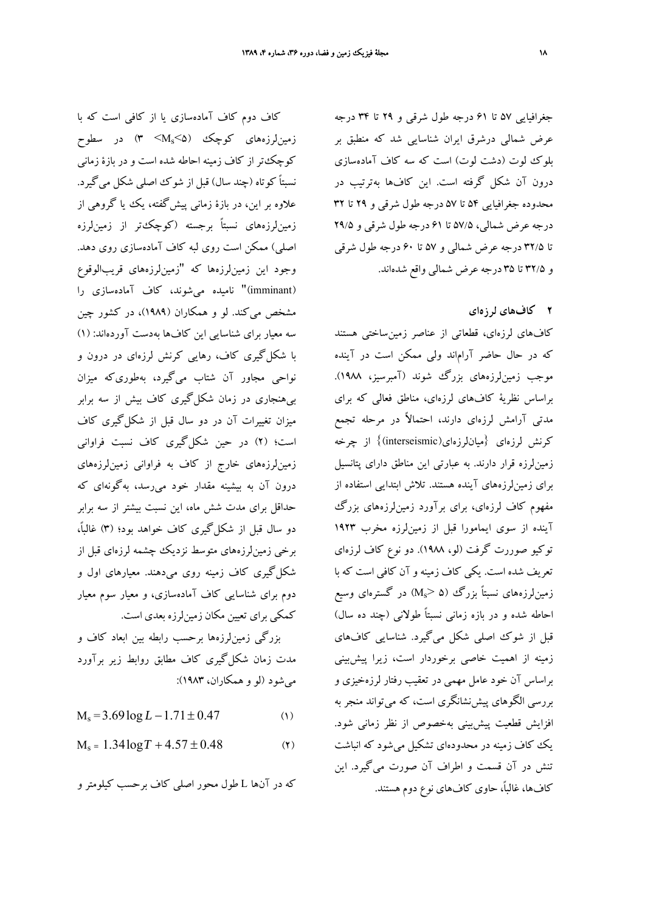جغرافیایی ۵۷ تا ۶۱ درجه طول شرقی و ۲۹ تا ۳۴ درجه عرض شمالی درشرق ایران شناسایی شد که منطبق بر بلوک لوت (دشت لوت) است که سه کاف آماده‌سازی درون آن شکل گرفته است. این کاف‌ها به‌ترتیب در محدوده جغرافیایی ۵۴ تا ۵۷ درجه طول شرقی و ۲۹ تا ۳۲ درجه عرض شمالی، ۵۷/۵ تا ۶۱ درجه طول شرقی و ۲۹/۵ تا ۳۲/۵ درجه عرض شمالی و ۵۷ تا ۶۰ درجه طول شرقی و ۳۲/۵ تا ۳۵ درجه عرض شمالی واقع شده‌اند.

## ۲ کاف‌های لرزه‌ای

کاف‌های لرزه‌ای، قطعاتی از عناصر زمین‌ساختی هستند که در حال حاضر آرام‌اند ولی ممکن است در آینده موجب زمین‌لرزه‌های بزرگ شوند (آمبرسیز، ۱۹۸۸). براساس نظریهٔ کاف‌های لرزه‌ای، مناطق فعالی که برای مدتی آرامش لرزه‌ای دارند، احتمالاً در مرحله تجمع کرنش لرزه‌ای {میان‌لرزه‌ای(interseismic)} از چرخه زمین‌لرزه قرار دارند. به عبارتی این مناطق دارای پتانسیل برای زمین‌لرزه‌های آینده هستند. تلاش ابتدایی استفاده از مفهوم کاف لرزه‌ای، برای برآورد زمین‌لرزه‌های بزرگ آینده از سوی ایمامورا قبل از زمین‌لرزه مخرب ۱۹۲۳ توکیو صورت گرفت (لو، ۱۹۸۸). دو نوع کاف لرزه‌ای تعریف شده است. یکی کاف زمینه و آن کافی است که با زمین‌لرزه‌های نسبتاً بزرگ ($M_S > ۵$) در گستره‌ای وسیع احاطه شده و در بازه زمانی نسبتاً طولانی (چند ده سال) قبل از شوک اصلی شکل می‌گیرد. شناسایی کاف‌های زمینه از اهمیت خاصی برخوردار است، زیرا پیش‌بینی براساس آن خود عامل مهمی در تعقیب رفتار لرزه‌خیزی و بررسی الگوهای پیش‌نشانگری است، که می‌تواند منجر به افزایش قطعیت پیش‌بینی به‌خصوص از نظر زمانی شود. یک کاف زمینه در محدوده‌ای تشکیل می‌شود که انباشت تنش در آن قسمت و اطراف آن صورت می‌گیرد. این کاف‌ها، غالباً، حاوی کاف‌های نوع دوم هستند.

کاف دوم کاف آماده‌سازی یا از کافی است که با زمین‌لرزه‌های کوچک ($۳ < M_S < ۵$) در سطوح کوچک‌تر از کاف زمینه احاطه شده است و در بازهٔ زمانی نسبتاً کوتاه (چند سال) قبل از شوک اصلی شکل می‌گیرد. علاوه بر این، در بازهٔ زمانی پیش‌گفته، یک یا گروهی از زمین‌لرزه‌های نسبتاً برجسته (کوچک‌تر از زمین‌لرزه اصلی) ممکن است روی لبه کاف آماده‌سازی روی دهد. وجود این زمین‌لرزه‌ها که "زمین‌لرزه‌های قریب‌الوقوع (imminant)" نامیده می‌شوند، کاف آماده‌سازی را مشخص می‌کند. لو و همکاران (۱۹۸۹)، در کشور چین سه معیار برای شناسایی این کاف‌ها به‌دست آورده‌اند: (۱) با شکل‌گیری کاف، رهایی کرنش لرزه‌ای در درون و نواحی مجاور آن شتاب می‌گیرد، به‌طوری‌که میزان بی‌هنجاری در زمان شکل‌گیری کاف بیش از سه برابر میزان تغییرات آن در دو سال قبل از شکل‌گیری کاف است؛ (۲) در حین شکل‌گیری کاف نسبت فراوانی زمین‌لرزه‌های خارج از کاف به فراوانی زمین‌لرزه‌های درون آن به بیشینه مقدار خود می‌رسد، به‌گونه‌ای که حداقل برای مدت شش ماه، این نسبت بیشتر از سه برابر دو سال قبل از شکل‌گیری کاف خواهد بود؛ (۳) غالباً، برخی زمین‌لرزه‌های متوسط نزدیک چشمه لرزه‌ای قبل از شکل‌گیری کاف زمینه روی می‌دهند. معیارهای اول و دوم برای شناسایی کاف آماده‌سازی، و معیار سوم معیار کمکی برای تعیین مکان زمین‌لرزه بعدی است.

بزرگی زمین‌لرزه‌ها برحسب رابطه بین ابعاد کاف و مدت زمان شکل‌گیری کاف مطابق روابط زیر برآورد می‌شود (لو و همکاران، ۱۹۸۳):

$$M_s = 3.69 \log L - 1.71 \pm 0.47 \qquad (۱)$$

$$M_s = 1.34 \log T + 4.57 \pm 0.48 \qquad (۲)$$

که در آنها L طول محور اصلی کاف برحسب کیلومتر و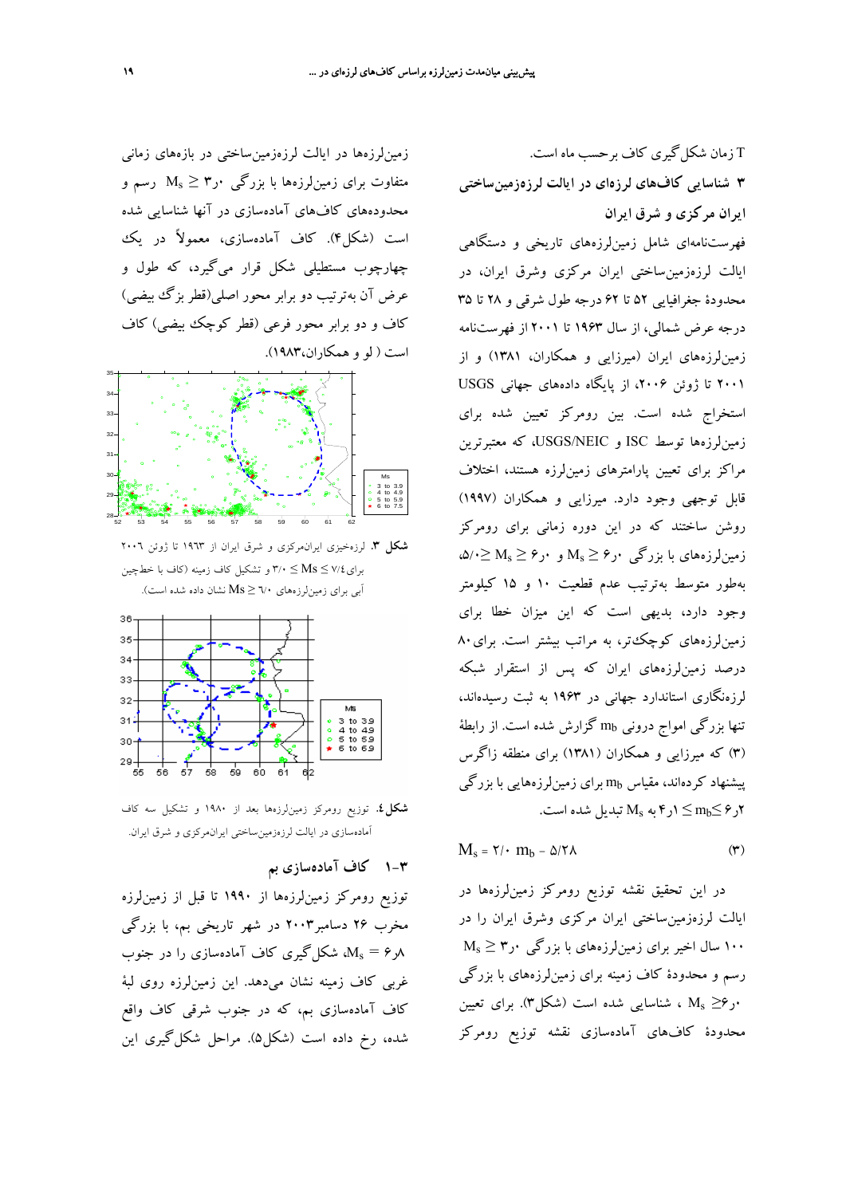T زمان شکل‌گیری کاف برحسب ماه است.

## ۳ شناسایی کاف‌های لرزه‌ای در ایالت لرزه‌زمین‌ساختی ایران مرکزی و شرق ایران

فهرست‌نامه‌ای شامل زمین‌لرزه‌های تاریخی و دستگاهی ایالت لرزه‌زمین‌ساختی ایران مرکزی وشرق ایران، در محدودهٔ جغرافیایی ۵۲ تا ۶۲ درجه طول شرقی و ۲۸ تا ۳۵ درجه عرض شمالی، از سال ۱۹۶۳ تا ۲۰۰۱ از فهرست‌نامه زمین‌لرزه‌های ایران (میرزایی و همکاران، ۱۳۸۱) و از ۲۰۰۱ تا ژوئن ۲۰۰۶، از پایگاه داده‌های جهانی USGS استخراج شده است. بین رومرکز تعیین شده برای زمین‌لرزه‌ها توسط ISC و USGS/NEIC، که معتبرترین مراکز برای تعیین پارامترهای زمین‌لرزه هستند، اختلاف قابل توجهی وجود دارد. میرزایی و همکاران (۱۹۹۷) روشن ساختند که در این دوره زمانی برای رومرکز زمین‌لرزه‌های با بزرگی $M_s \geq ۶٫۰$ و $۵٫۰ \leq M_s$، به‌طور متوسط به‌ترتیب عدم قطعیت ۱۰ و ۱۵ کیلومتر وجود دارد، بدیهی است که این میزان خطا برای زمین‌لرزه‌های کوچک‌تر، به مراتب بیشتر است. برای ۸۰ درصد زمین‌لرزه‌های ایران که پس از استقرار شبکه لرزه‌نگاری استاندارد جهانی در ۱۹۶۳ به ثبت رسیده‌اند، تنها بزرگی امواج درونی $m_b$ گزارش شده است. از رابطهٔ (۳) که میرزایی و همکاران (۱۳۸۱) برای منطقه زاگرس پیشنهاد کرده‌اند، مقیاس $m_b$ برای زمین‌لرزه‌هایی با بزرگی $۴٫۲ \leq m_b \leq ۶٫۲$ به $M_s$ تبدیل شده است.

$$M_s = ۲/۰\ m_b - ۵/۲۸ \qquad (۳)$$

در این تحقیق نقشه توزیع رومرکز زمین‌لرزه‌ها در ایالت لرزه‌زمین‌ساختی ایران مرکزی وشرق ایران را در ۱۰۰ سال اخیر برای زمین‌لرزه‌های با بزرگی $M_s \geq ۳٫۰$ رسم و محدودهٔ کاف زمینه برای زمین‌لرزه‌های با بزرگی $M_s \geq ۶٫۰$، شناسایی شده است (شکل۳). برای تعیین محدودهٔ کاف‌های آماده‌سازی نقشه توزیع رومرکز زمین‌لرزه‌ها در ایالت لرزه‌زمین‌ساختی در بازه‌های زمانی متفاوت برای زمین‌لرزه‌ها با بزرگی $M_s \geq ۳٫۰$ رسم و محدوده‌های کاف‌های آماده‌سازی در آنها شناسایی شده است (شکل۴). کاف آماده‌سازی، معمولاً در یک چهارچوب مستطیلی شکل قرار می‌گیرد، که طول و عرض آن به‌ترتیب دو برابر محور اصلی(قطر بزرگ بیضی) کاف و دو برابر محور فرعی (قطر کوچک بیضی) کاف است ( لو و همکاران،۱۹۸۳).

**شکل ۳.** لرزه‌خیزی ایران‌مرکزی و شرق ایران از ۱۹۶۳ تا ژوئن ۲۰۰۶ برای $۳٫۰ \leq Ms \leq ۷٫۴$ و تشکیل کاف زمینه (کاف با خط‌چین آبی برای زمین‌لرزه‌های $Ms \geq ۶٫۰$ نشان داده شده است).

**شکل ٤.** توزیع رومرکز زمین‌لرزه‌ها بعد از ۱۹۸۰ و تشکیل سه کاف آماده‌سازی در ایالت لرزه‌زمین‌ساختی ایران‌مرکزی و شرق ایران.

### ۳-۱ کاف آماده‌سازی بم

توزیع رومرکز زمین‌لرزه‌ها از ۱۹۹۰ تا قبل از زمین‌لرزه مخرب ۲۶ دسامبر۲۰۰۳ در شهر تاریخی بم، با بزرگی $M_s = ۶٫۸$، شکل‌گیری کاف آماده‌سازی را در جنوب غربی کاف زمینه نشان می‌دهد. این زمین‌لرزه روی لبهٔ کاف آماده‌سازی بم، که در جنوب شرقی کاف واقع شده، رخ داده است (شکل۵). مراحل شکل‌گیری این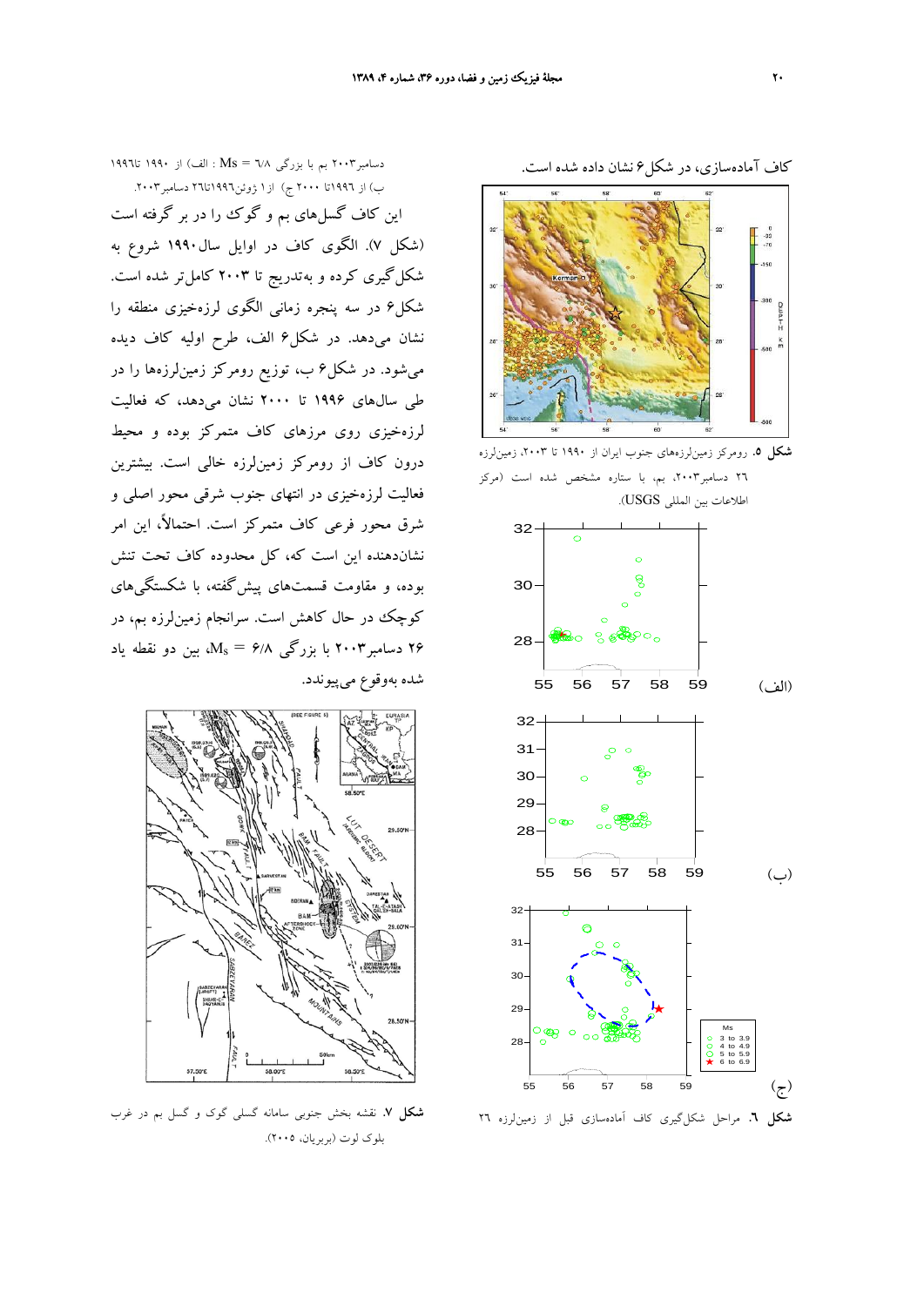کاف آماده‌سازی، در شکل ۶ نشان داده شده است.

**شکل ۵.** رومرکز زمین‌لرزه‌های جنوب ایران از ۱۹۹۰ تا ۲۰۰۳، زمین‌لرزه ۲۶ دسامبر۲۰۰۳، بم، با ستاره مشخص شده است (مرکز اطلاعات بین المللی USGS).

**شکل ۶.** مراحل شکل‌گیری کاف آماده‌سازی قبل از زمین‌لرزه ۲۶ دسامبر۲۰۰۳ بم با بزرگی ۶/۸ = Ms : الف) از ۱۹۹۰ تا۱۹۹۶ ب) از ۱۹۹۶تا ۲۰۰۰ ج) از ۱ ژوئن۱۹۹۶تا۲۶ دسامبر۲۰۰۳.

این کاف گسل‌های بم و گوک را در بر گرفته است (شکل ۷). الگوی کاف در اوایل سال۱۹۹۰ شروع به شکل‌گیری کرده و به‌تدریج تا ۲۰۰۳ کامل‌تر شده است. شکل۶ در سه پنجره زمانی الگوی لرزه‌خیزی منطقه را نشان می‌دهد. در شکل۶ الف، طرح اولیه کاف دیده می‌شود. در شکل۶ ب، توزیع رومرکز زمین‌لرزه‌ها را در طی سال‌های ۱۹۹۶ تا ۲۰۰۰ نشان می‌دهد، که فعالیت لرزه‌خیزی روی مرزهای کاف متمرکز بوده و محیط درون کاف از رومرکز زمین‌لرزه خالی است. بیشترین فعالیت لرزه‌خیزی در انتهای جنوب شرقی محور اصلی و شرق محور فرعی کاف متمرکز است. احتمالاً، این امر نشان‌دهنده این است که، کل محدوده کاف تحت تنش بوده، و مقاومت قسمت‌های پیش‌گفته، با شکستگی‌های کوچک در حال کاهش است. سرانجام زمین‌لرزه بم، در ۲۶ دسامبر۲۰۰۳ با بزرگی $M_s = ۶/۸$، بین دو نقطه یاد شده به‌وقوع می‌پیوندد.

**شکل ۷.** نقشه بخش جنوبی سامانه گسلی گوک و گسل بم در غرب بلوک لوت (بربریان، ۲۰۰۵).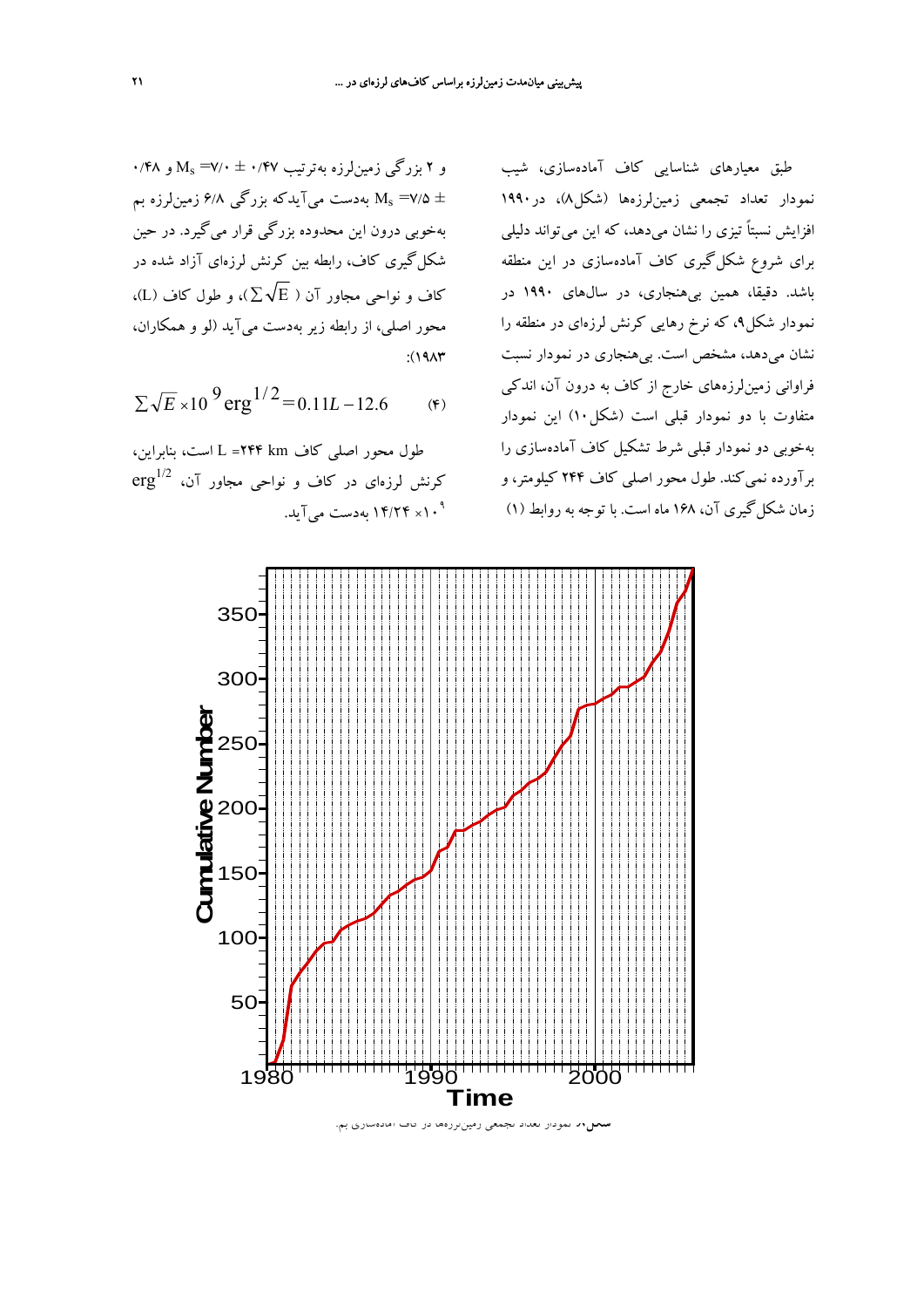طبق معیارهای شناسایی کاف آماده‌سازی، شیب نمودار تعداد تجمعی زمین‌لرزه‌ها (شکل۸)، در ۱۹۹۰ افزایش نسبتاً تیزی را نشان می‌دهد، که این می‌تواند دلیلی برای شروع شکل‌گیری کاف آماده‌سازی در این منطقه باشد. دقیقا، همین بی‌هنجاری، در سال‌های ۱۹۹۰ در نمودار شکل۹، که نرخ رهایی کرنش لرزه‌ای در منطقه را نشان می‌دهد، مشخص است. بی‌هنجاری در نمودار نسبت فراوانی زمین‌لرزه‌های خارج از کاف به درون آن، اندکی متفاوت با دو نمودار قبلی است (شکل۱۰) این نمودار به‌خوبی دو نمودار قبلی شرط تشکیل کاف آماده‌سازی را برآورده نمی‌کند. طول محور اصلی کاف ۲۴۴ کیلومتر، و زمان شکل‌گیری آن، ۱۶۸ ماه است. با توجه به روابط (۱) و ۲ بزرگی زمین‌لرزه به‌ترتیب $M_s = ۷/۰ \pm ۰/۴۷$ و $M_s = ۷/۵ \pm ۰/۴۸$ به‌دست می‌آیدکه بزرگی ۶/۸ زمین‌لرزه بم به‌خوبی درون این محدوده بزرگی قرار می‌گیرد. در حین شکل‌گیری کاف، رابطه بین کرنش لرزه‌ای آزاد شده در کاف و نواحی مجاور آن ($\sum\sqrt{E}$)، و طول کاف (L)، محور اصلی، از رابطه زیر به‌دست می‌آید (لو و همکاران، ۱۹۸۳):

$$\sum\sqrt{E} \times 10^{9}\,\text{erg}^{1/2} = 0.11L - 12.6 \qquad (۴)$$

طول محور اصلی کاف L =۲۴۴ km است، بنابراین، کرنش لرزه‌ای در کاف و نواحی مجاور آن، $\text{erg}^{1/2}$ $۱۴/۲۴ \times ۱۰^{۹}$ به‌دست می‌آید.

شکل۸. نمودار تعداد تجمعی زمین‌لرزه‌ها در کاف آماده‌سازی بم.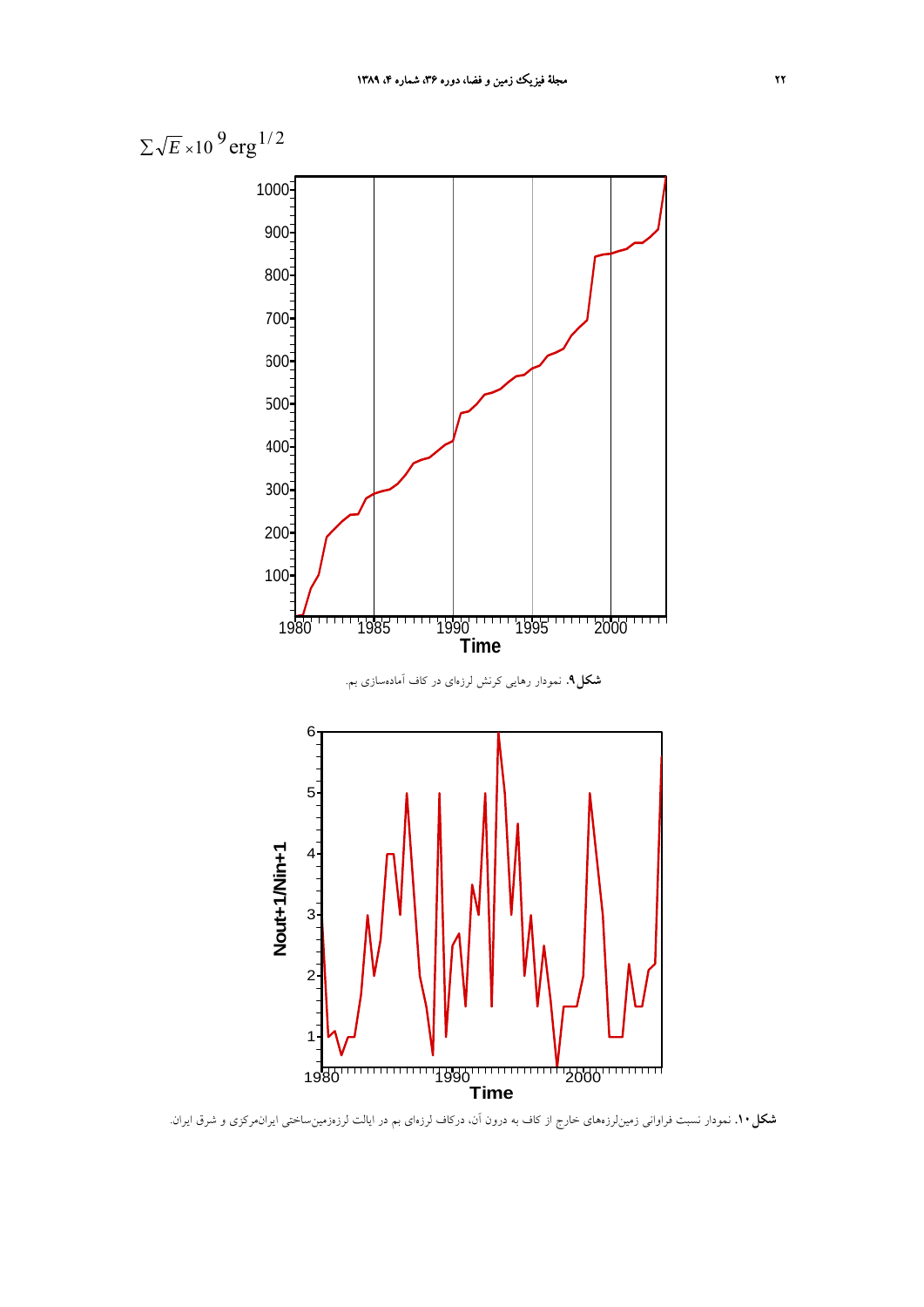$\sum\sqrt{E}\times 10^{9}\,\mathrm{erg}^{1/2}$

**شکل۹.** نمودار رهایی کرنش لرزه‌ای در کاف آماده‌سازی بم.

**شکل۱۰.** نمودار نسبت فراوانی زمین‌لرزه‌های خارج از کاف به درون آن، درکاف لرزه‌ای بم در ایالت لرزه‌زمین‌ساختی ایران‌مرکزی و شرق ایران.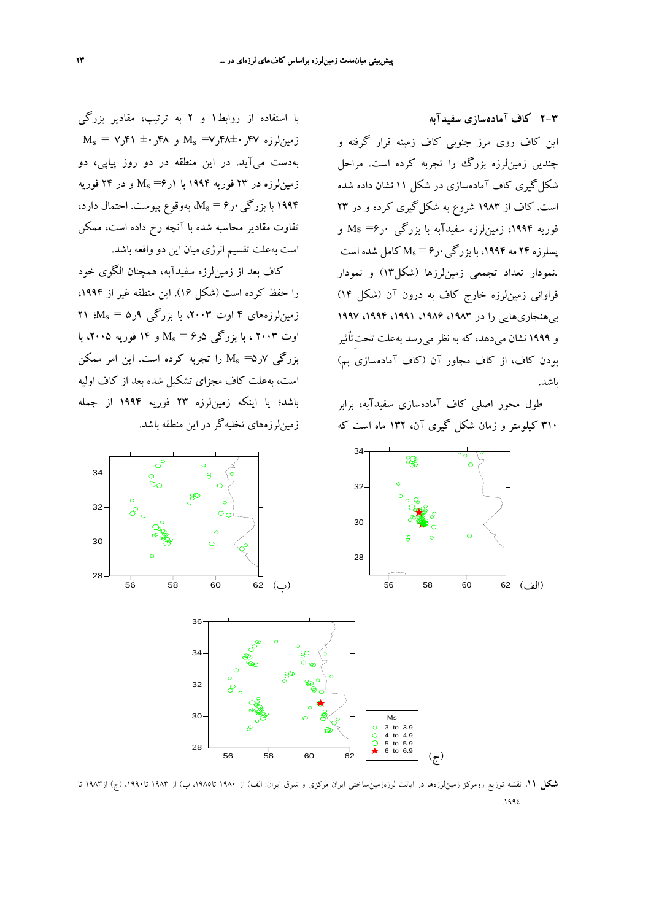## ۳-۲ کاف آماده‌سازی سفیدآبه

این کاف روی مرز جنوبی کاف زمینه قرار گرفته و چندین زمین‌لرزه بزرگ را تجربه کرده است. مراحل شکل‌گیری کاف آماده‌سازی در شکل ۱۱ نشان داده شده است. کاف از ۱۹۸۳ شروع به شکل‌گیری کرده و در ۲۳ فوریه ۱۹۹۴، زمین‌لرزه سفیدآبه با بزرگی $Ms =$ ۶٫۰ و پسلرزه ۲۴ مه ۱۹۹۴، با بزرگی $M_s =$ ۶٫۰ کامل شده است. نمودار تعداد تجمعی زمین‌لرزها (شکل۱۳) و نمودار فراوانی زمین‌لرزه خارج کاف به درون آن (شکل ۱۴) بی‌هنجاری‌هایی را در ۱۹۸۳، ۱۹۸۶، ۱۹۹۱، ۱۹۹۴، ۱۹۹۷ و ۱۹۹۹ نشان می‌دهد، که به نظر می‌رسد به‌علت تحت‌تأثیر بودن کاف، از کاف مجاور آن (کاف آماده‌سازی بم) باشد.

طول محور اصلی کاف آماده‌سازی سفیدآبه، برابر ۳۱۰ کیلومتر و زمان شکل گیری آن، ۱۳۲ ماه است که با استفاده از روابط۱ و ۲ به ترتیب، مقادیر بزرگی زمین‌لرزه $M_s =$ ۷٫۴۸±۰٫۴۷ و $M_s =$ ۷٫۴۱ ±۰٫۴۸ به‌دست می‌آید. در این منطقه در دو روز پیاپی، دو زمین‌لرزه در ۲۳ فوریه ۱۹۹۴ با $M_s =$ ۶٫۱ و در ۲۴ فوریه ۱۹۹۴ با بزرگی $M_s =$ ۶٫۰، به‌وقوع پیوست. احتمال دارد، تفاوت مقادیر محاسبه شده با آنچه رخ داده است، ممکن است به‌علت تقسیم انرژی میان این دو واقعه باشد.

کاف بعد از زمین‌لرزه سفیدآبه، همچنان الگوی خود را حفظ کرده است (شکل ۱۶). این منطقه غیر از ۱۹۹۴، زمین‌لرزه‌های ۴ اوت ۲۰۰۳، با بزرگی $M_s =$ ۵٫۹؛ ۲۱ اوت ۲۰۰۳ ، با بزرگی $M_s =$ ۶٫۵ و ۱۴ فوریه ۲۰۰۵، با بزرگی $M_s =$ ۵٫۷ را تجربه کرده است. این امر ممکن است، به‌علت کاف مجزای تشکیل شده بعد از کاف اولیه باشد؛ یا اینکه زمین‌لرزه ۲۳ فوریه ۱۹۹۴ از جمله زمین‌لرزه‌های تخلیه‌گر در این منطقه باشد.

**شکل ۱۱.** نقشه توزیع رومرکز زمین‌لرزه‌ها در ایالت لرزه‌زمین‌ساختی ایران مرکزی و شرق ایران: الف) از ۱۹۸۰ تا۱۹۸۵، ب) از ۱۹۸۳ تا ۱۹۹۰، (ج) از۱۹۸۳ تا ۱۹۹٤.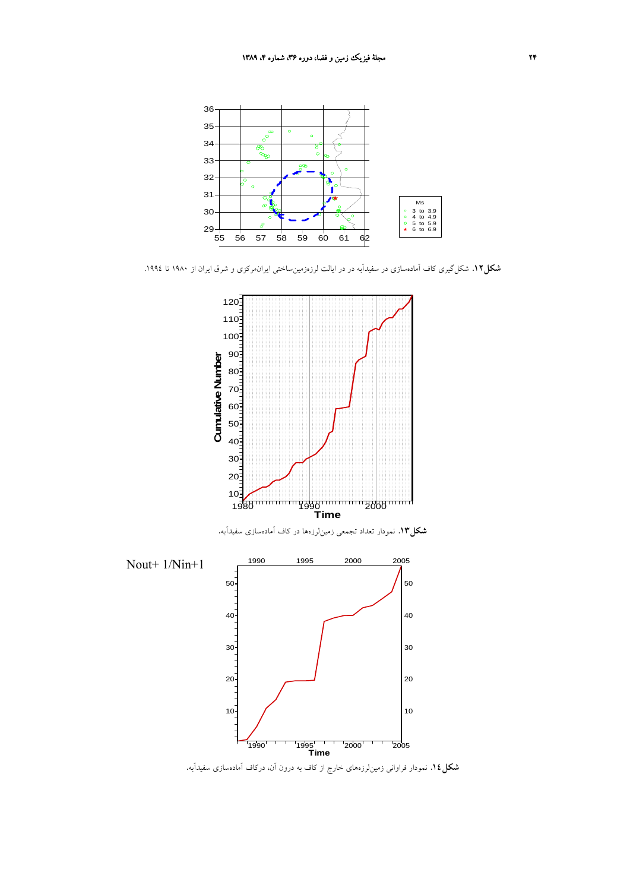**شکل ۱۲.** شکل‌گیری کاف آماده‌سازی در سفیدآبه در ایالت لرزه‌زمین‌ساختی ایران‌مرکزی و شرق ایران از ۱۹۸۰ تا ۱۹۹٤.

**شکل ۱۳.** نمودار تعداد تجمعی زمین‌لرزه‌ها در کاف آماده‌سازی سفیدآبه.

Nout+ 1/Nin+1

**شکل ۱٤.** نمودار فراوانی زمین‌لرزه‌های خارج از کاف به درون آن، درکاف آماده‌سازی سفیدآبه.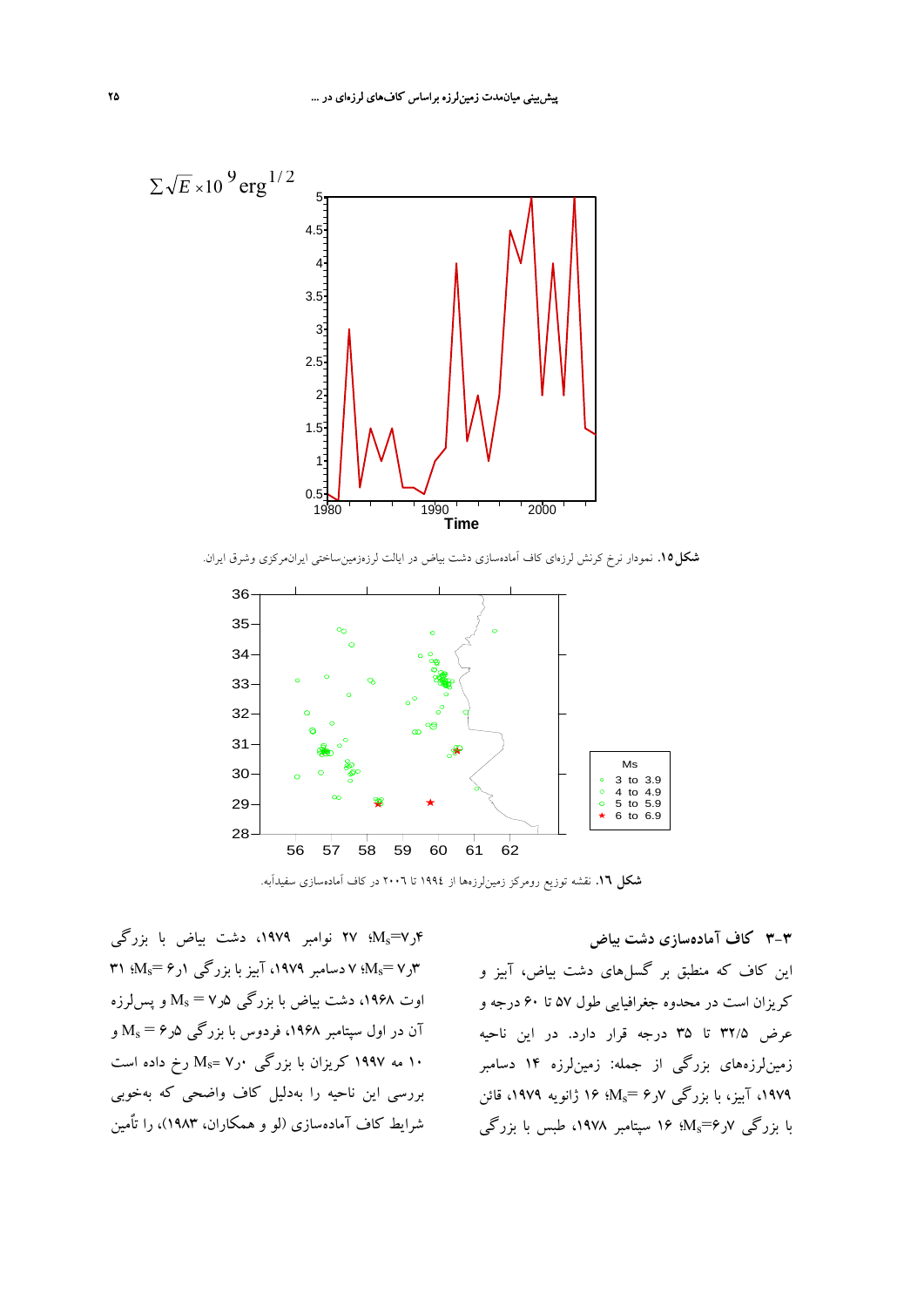**شکل ۱۵.** نمودار نرخ کرنش لرزه‌ای کاف آماده‌سازی دشت بیاض در ایالت لرزه‌زمین‌ساختی ایران‌مرکزی وشرق ایران.

**شکل ۱٦.** نقشه توزیع رومرکز زمین‌لرزه‌ها از ۱۹۹٤ تا ۲۰۰٦ در کاف آماده‌سازی سفیدآبه.

### ۳-۳ کاف آماده‌سازی دشت بیاض

این کاف که منطبق بر گسل‌های دشت بیاض، آبیز و کریزان است در محدوده جغرافیایی طول ۵۷ تا ۶۰ درجه و عرض ۳۲/۵ تا ۳۵ درجه قرار دارد. در این ناحیه زمین‌لرزه‌های بزرگی از جمله: زمین‌لرزه ۱۴ دسامبر ۱۹۷۹، آبیز، با بزرگی $M_s=$ ۶٫۷؛ ۱۶ ژانویه ۱۹۷۹، قائن با بزرگی $M_s=$۶٫۷؛ ۱۶ سپتامبر ۱۹۷۸، طبس با بزرگی $M_s=$۷٫۴؛ ۲۷ نوامبر ۱۹۷۹، دشت بیاض با بزرگی $M_s=$ ۷٫۳؛ ۷ دسامبر ۱۹۷۹، آبیز با بزرگی $M_s=$ ۶٫۱؛ ۳۱ اوت ۱۹۶۸، دشت بیاض با بزرگی $M_s =$ ۷٫۵ و پس‌لرزه آن در اول سپتامبر ۱۹۶۸، فردوس با بزرگی $M_s =$ ۶٫۵ و ۱۰ مه ۱۹۹۷ کریزان با بزرگی $M_s=$ ۷٫۰ رخ داده است بررسی این ناحیه را به‌دلیل کاف واضحی که به‌خوبی شرایط کاف آماده‌سازی (لو و همکاران، ۱۹۸۳)، را تأمین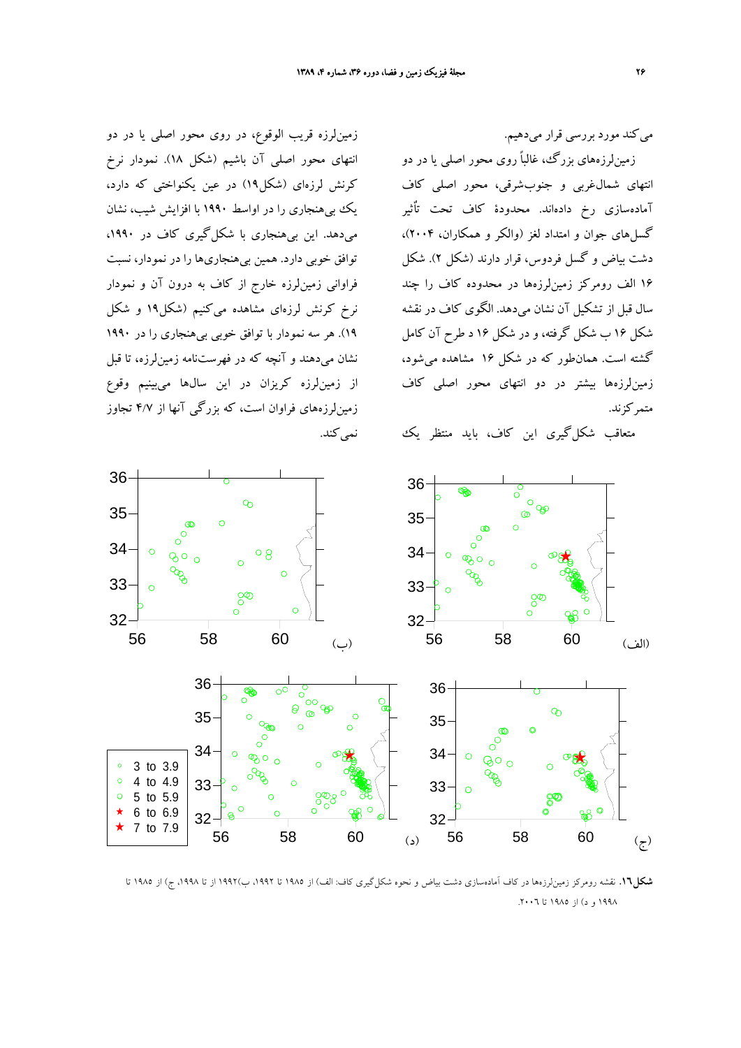می‌کند مورد بررسی قرار می‌دهیم.

زمین‌لرزه‌های بزرگ، غالباً روی محور اصلی یا در دو انتهای شمال‌غربی و جنوب‌شرقی، محور اصلی کاف آماده‌سازی رخ داده‌اند. محدودهٔ کاف تحت تأثیر گسل‌های جوان و امتداد لغز (والکر و همکاران، ۲۰۰۴)، دشت بیاض و گسل فردوس، قرار دارند (شکل ۲). شکل ۱۶ الف رومرکز زمین‌لرزه‌ها در محدوده کاف را چند سال قبل از تشکیل آن نشان می‌دهد. الگوی کاف در نقشه شکل ۱۶ ب شکل گرفته، و در شکل ۱۶ د طرح آن کامل گشته است. همان‌طور که در شکل ۱۶ مشاهده می‌شود، زمین‌لرزه‌ها بیشتر در دو انتهای محور اصلی کاف متمرکزند.

متعاقب شکل‌گیری این کاف، باید منتظر یک زمین‌لرزه قریب الوقوع، در روی محور اصلی یا در دو انتهای محور اصلی آن باشیم (شکل ۱۸). نمودار نرخ کرنش لرزه‌ای (شکل۱۹) در عین یکنواختی که دارد، یک بی‌هنجاری را در اواسط ۱۹۹۰ با افزایش شیب، نشان می‌دهد. این بی‌هنجاری با شکل‌گیری کاف در ۱۹۹۰، توافق خوبی دارد. همین بی‌هنجاری‌ها را در نمودار، نسبت فراوانی زمین‌لرزه خارج از کاف به درون آن و نمودار نرخ کرنش لرزه‌ای مشاهده می‌کنیم (شکل۱۹ و شکل ۱۹). هر سه نمودار با توافق خوبی بی‌هنجاری را در ۱۹۹۰ نشان می‌دهند و آنچه که در فهرست‌نامه زمین‌لرزه، تا قبل از زمین‌لرزه کریزان در این سال‌ها می‌بینیم وقوع زمین‌لرزه‌های فراوان است، که بزرگی آنها از ۴/۷ تجاوز نمی‌کند.

**شکل۱۶.** نقشه رومرکز زمین‌لرزه‌ها در کاف آماده‌سازی دشت بیاض و نحوه شکل‌گیری کاف: الف) از ۱۹۸۵ تا ۱۹۹۲، ب)۱۹۹۲ از تا ۱۹۹۸، ج) از ۱۹۸۵ تا ۱۹۹۸ و د) از ۱۹۸۵ تا ۲۰۰۶.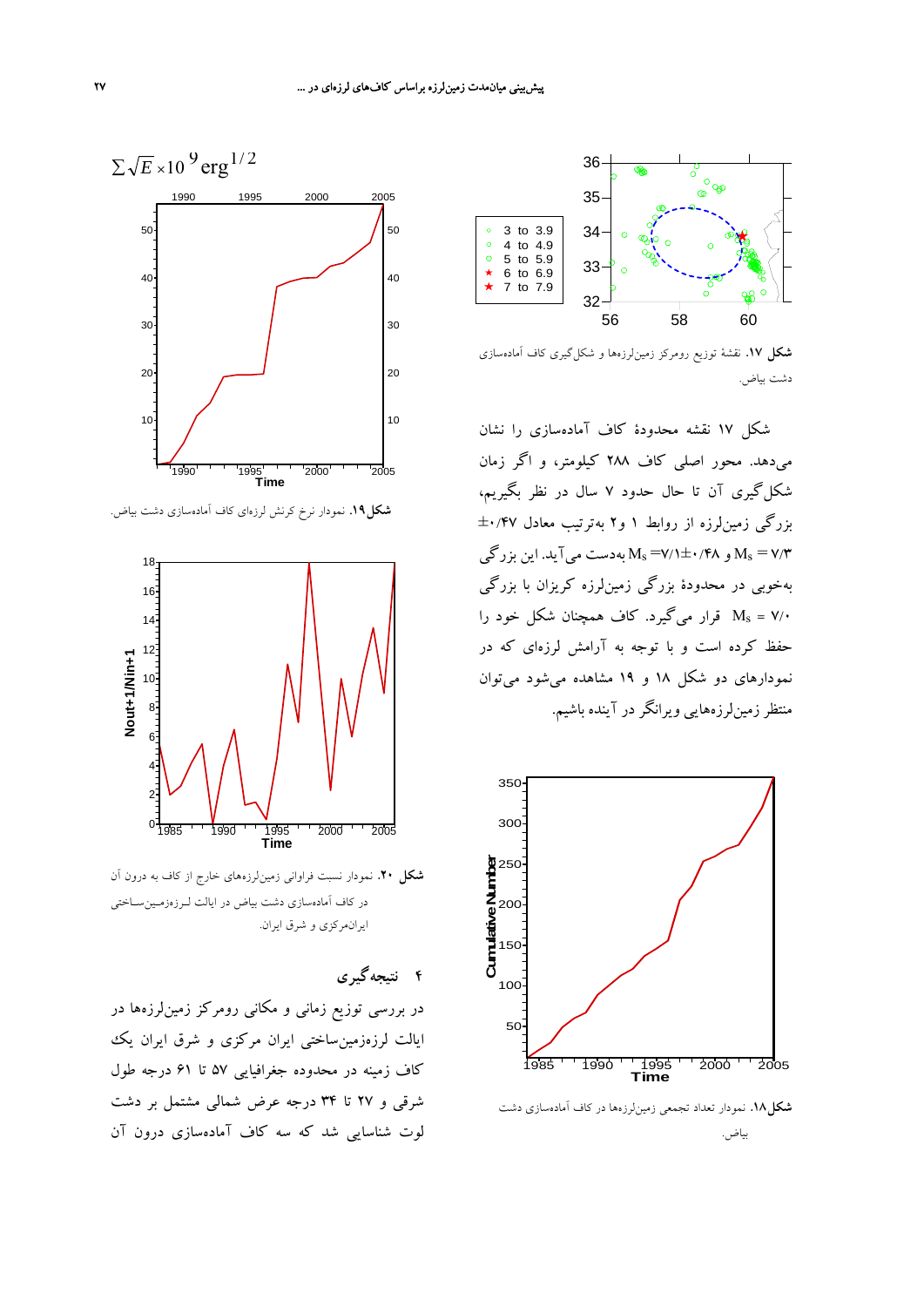شکل ۱۷. نقشهٔ توزیع رومرکز زمین‌لرزه‌ها و شکل‌گیری کاف آماده‌سازی دشت بیاض.

شکل ۱۷ نقشه محدودهٔ کاف آماده‌سازی را نشان می‌دهد. محور اصلی کاف ۲۸۸ کیلومتر، و اگر زمان شکل‌گیری آن تا حال حدود ۷ سال در نظر بگیریم، بزرگی زمین‌لرزه از روابط ۱ و۲ به‌ترتیب معادل ۰/۴۷± $M_S$ = ۷/۳ و ۰/۴۸± $M_S$ =۷/۱ به‌دست می‌آید. این بزرگی به‌خوبی در محدودهٔ بزرگی زمین‌لرزه کریزان با بزرگی $M_S$ = ۷/۰ قرار می‌گیرد. کاف همچنان شکل خود را حفظ کرده است و با توجه به آرامش لرزه‌ای که در نمودارهای دو شکل ۱۸ و ۱۹ مشاهده می‌شود می‌توان منتظر زمین‌لرزه‌هایی ویرانگر در آینده باشیم.

شکل ۱۸. نمودار تعداد تجمعی زمین‌لرزه‌ها در کاف آماده‌سازی دشت بیاض.

شکل ۱۹. نمودار نرخ کرنش لرزه‌ای کاف آماده‌سازی دشت بیاض.

شکل ۲۰. نمودار نسبت فراوانی زمین‌لرزه‌های خارج از کاف به درون آن در کاف آماده‌سازی دشت بیاض در ایالت لرزه‌زمین‌ساختی ایران‌مرکزی و شرق ایران.

## ۴ نتیجه‌گیری

در بررسی توزیع زمانی و مکانی رومرکز زمین‌لرزه‌ها در ایالت لرزه‌زمین‌ساختی ایران مرکزی و شرق ایران یک کاف زمینه در محدوده جغرافیایی ۵۷ تا ۶۱ درجه طول شرقی و ۲۷ تا ۳۴ درجه عرض شمالی مشتمل بر دشت لوت شناسایی شد که سه کاف آماده‌سازی درون آن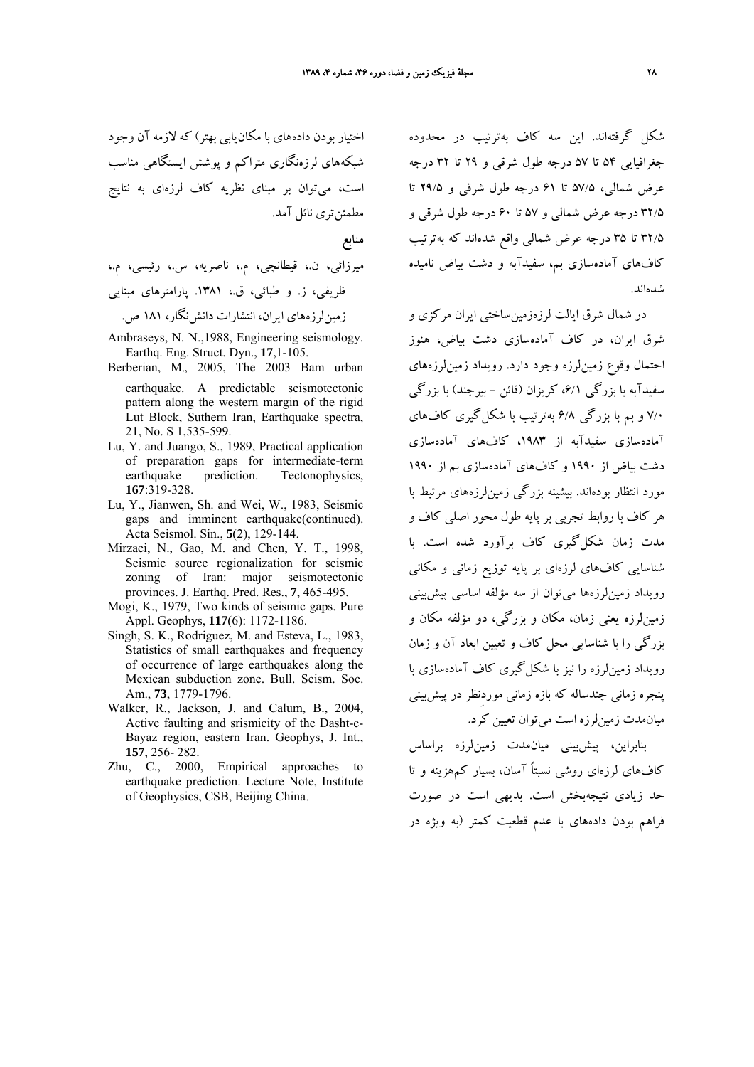شکل گرفته‌اند. این سه کاف به‌ترتیب در محدوده جغرافیایی ۵۴ تا ۵۷ درجه طول شرقی و ۲۹ تا ۳۲ درجه عرض شمالی، ۵۷/۵ تا ۶۱ درجه طول شرقی و ۲۹/۵ تا ۳۲/۵ درجه عرض شمالی و ۵۷ تا ۶۰ درجه طول شرقی و ۳۲/۵ تا ۳۵ درجه عرض شمالی واقع شده‌اند که به‌ترتیب کاف‌های آماده‌سازی بم، سفیدآبه و دشت بیاض نامیده شده‌اند.

در شمال شرق ایالت لرزه‌زمین‌ساختی ایران مرکزی و شرق ایران، در کاف آماده‌سازی دشت بیاض، هنوز احتمال وقوع زمین‌لرزه وجود دارد. رویداد زمین‌لرزه‌های سفیدآبه با بزرگی ۶/۱، کریزان (قائن – بیرجند) با بزرگی ۷/۰ و بم با بزرگی ۶/۸ به‌ترتیب با شکل‌گیری کاف‌های آماده‌سازی سفیدآبه از ۱۹۸۳، کاف‌های آماده‌سازی دشت بیاض از ۱۹۹۰ و کاف‌های آماده‌سازی بم از ۱۹۹۰ مورد انتظار بوده‌اند. بیشینه بزرگی زمین‌لرزه‌های مرتبط با هر کاف با روابط تجربی بر پایه طول محور اصلی کاف و مدت زمان شکل‌گیری کاف برآورد شده است. با شناسایی کاف‌های لرزه‌ای بر پایه توزیع زمانی و مکانی رویداد زمین‌لرزه‌ها می‌توان از سه مؤلفه اساسی پیش‌بینی زمین‌لرزه یعنی زمان، مکان و بزرگی، دو مؤلفه مکان و بزرگی را با شناسایی محل کاف و تعیین ابعاد آن و زمان رویداد زمین‌لرزه را نیز با شکل‌گیری کاف آماده‌سازی با پنجره زمانی چندساله که بازه زمانی موردنظر در پیش‌بینی میان‌مدت زمین‌لرزه است می‌توان تعیین کرد.

بنابراین، پیش‌بینی میان‌مدت زمین‌لرزه براساس کاف‌های لرزه‌ای روشی نسبتاً آسان، بسیار کم‌هزینه و تا حد زیادی نتیجه‌بخش است. بدیهی است در صورت فراهم بودن داده‌های با عدم قطعیت کمتر (به ویژه در اختیار بودن داده‌های با مکان‌یابی بهتر) که لازمه آن وجود شبکه‌های لرزه‌نگاری متراکم و پوشش ایستگاهی مناسب است، می‌توان بر مبنای نظریه کاف لرزه‌ای به نتایج مطمئن‌تری نائل آمد.

## منابع

میرزائی، ن.، قیطانچی، م.، ناصریه، س.، رئیسی، م.، ظریفی، ز. و طبائی، ق.، ۱۳۸۱. پارامترهای مبنایی زمین‌لرزه‌های ایران، انتشارات دانش‌نگار، ۱۸۱ ص.

Ambraseys, N. N.,1988, Engineering seismology. Earthq. Eng. Struct. Dyn., **17**,1-105.

Berberian, M., 2005, The 2003 Bam urban earthquake. A predictable seismotectonic pattern along the western margin of the rigid Lut Block, Suthern Iran, Earthquake spectra, 21, No. S 1,535-599.

Lu, Y. and Juango, S., 1989, Practical application of preparation gaps for intermediate-term earthquake prediction. Tectonophysics, **167**:319-328.

Lu, Y., Jianwen, Sh. and Wei, W., 1983, Seismic gaps and imminent earthquake(continued). Acta Seismol. Sin., **5**(2), 129-144.

Mirzaei, N., Gao, M. and Chen, Y. T., 1998, Seismic source regionalization for seismic zoning of Iran: major seismotectonic provinces. J. Earthq. Pred. Res., **7**, 465-495.

Mogi, K., 1979, Two kinds of seismic gaps. Pure Appl. Geophys, **117**(6): 1172-1186.

Singh, S. K., Rodriguez, M. and Esteva, L., 1983, Statistics of small earthquakes and frequency of occurrence of large earthquakes along the Mexican subduction zone. Bull. Seism. Soc. Am., **73**, 1779-1796.

Walker, R., Jackson, J. and Calum, B., 2004, Active faulting and srismicity of the Dasht-e-Bayaz region, eastern Iran. Geophys, J. Int., **157**, 256- 282.

Zhu, C., 2000, Empirical approaches to earthquake prediction. Lecture Note, Institute of Geophysics, CSB, Beijing China.